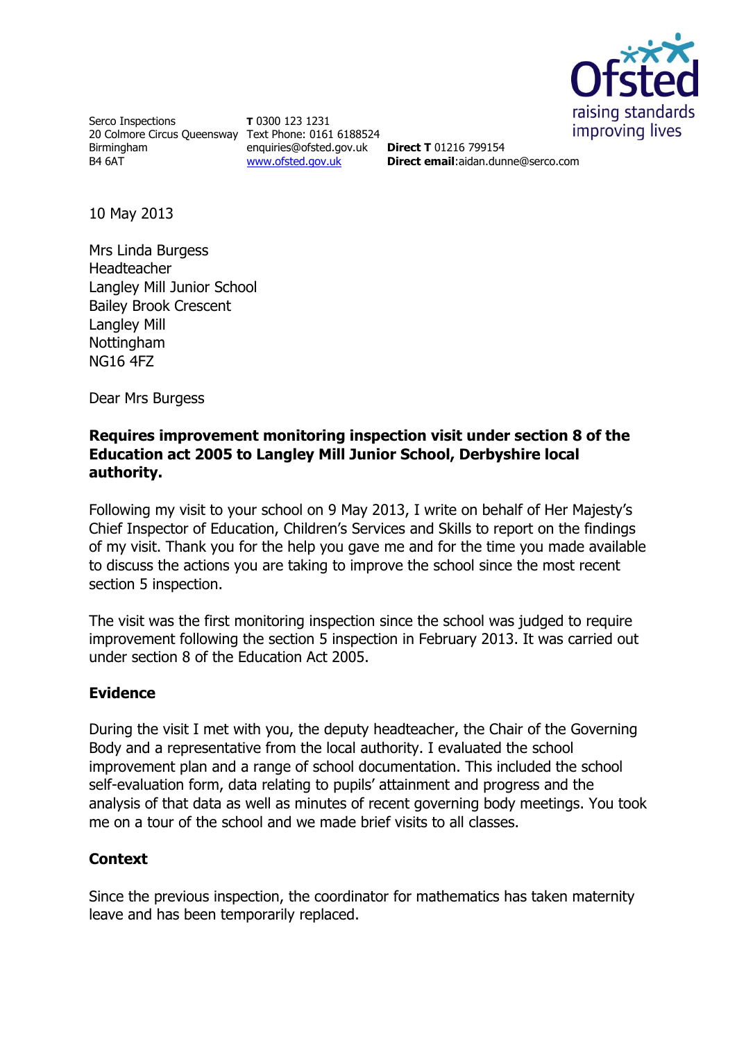Serco Inspections
20 Colmore Circus Queensway
Birmingham
B4 6AT

**T** 0300 123 1231
Text Phone: 0161 6188524
enquiries@ofsted.gov.uk
www.ofsted.gov.uk

**Direct T** 01216 799154
**Direct email**:aidan.dunne@serco.com

10 May 2013

Mrs Linda Burgess
Headteacher
Langley Mill Junior School
Bailey Brook Crescent
Langley Mill
Nottingham
NG16 4FZ

Dear Mrs Burgess

**Requires improvement monitoring inspection visit under section 8 of the Education act 2005 to Langley Mill Junior School, Derbyshire local authority.**

Following my visit to your school on 9 May 2013, I write on behalf of Her Majesty's Chief Inspector of Education, Children's Services and Skills to report on the findings of my visit. Thank you for the help you gave me and for the time you made available to discuss the actions you are taking to improve the school since the most recent section 5 inspection.

The visit was the first monitoring inspection since the school was judged to require improvement following the section 5 inspection in February 2013. It was carried out under section 8 of the Education Act 2005.

## Evidence

During the visit I met with you, the deputy headteacher, the Chair of the Governing Body and a representative from the local authority. I evaluated the school improvement plan and a range of school documentation. This included the school self-evaluation form, data relating to pupils' attainment and progress and the analysis of that data as well as minutes of recent governing body meetings. You took me on a tour of the school and we made brief visits to all classes.

## Context

Since the previous inspection, the coordinator for mathematics has taken maternity leave and has been temporarily replaced.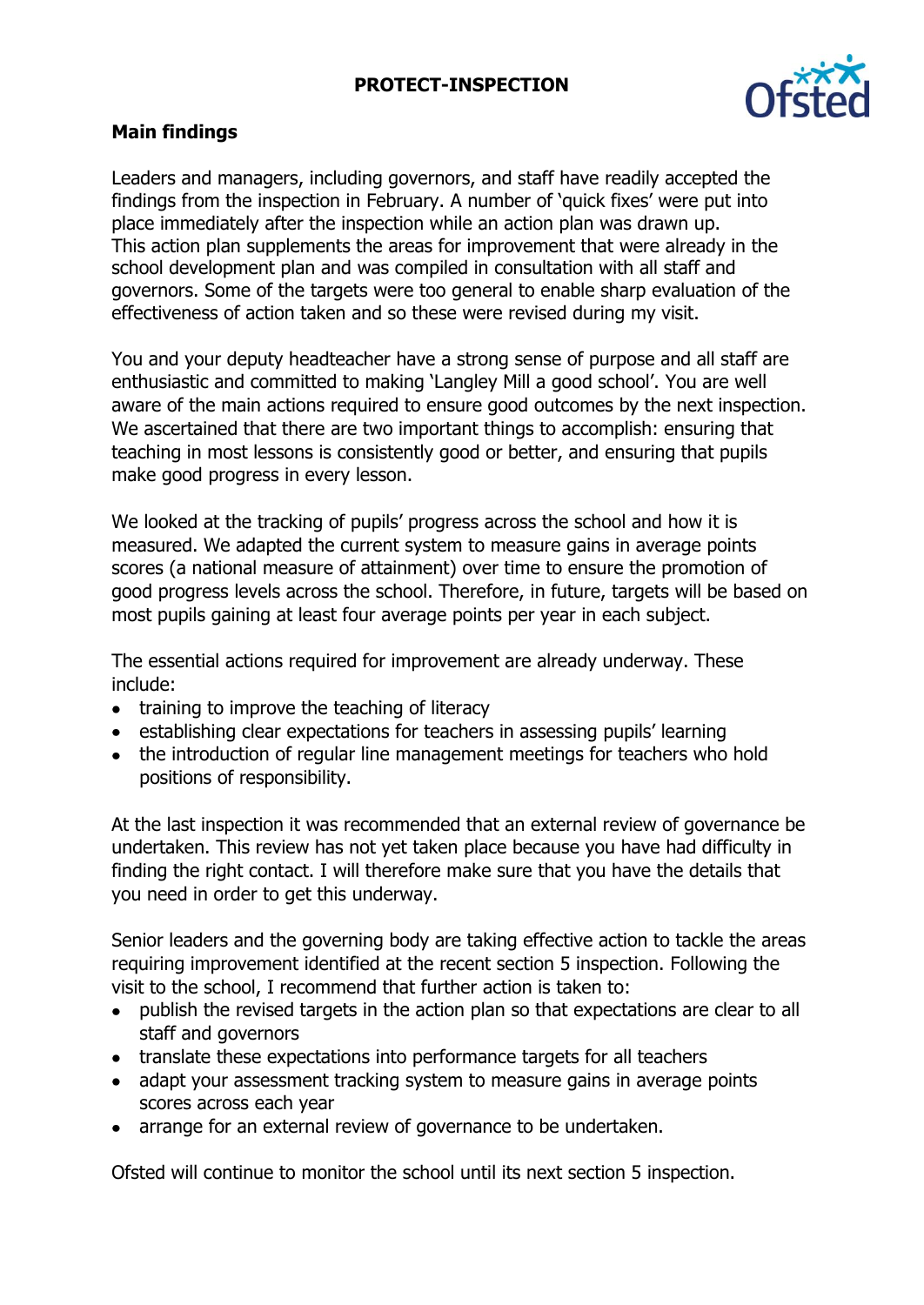## Main findings

Leaders and managers, including governors, and staff have readily accepted the findings from the inspection in February. A number of 'quick fixes' were put into place immediately after the inspection while an action plan was drawn up. This action plan supplements the areas for improvement that were already in the school development plan and was compiled in consultation with all staff and governors. Some of the targets were too general to enable sharp evaluation of the effectiveness of action taken and so these were revised during my visit.

You and your deputy headteacher have a strong sense of purpose and all staff are enthusiastic and committed to making 'Langley Mill a good school'. You are well aware of the main actions required to ensure good outcomes by the next inspection. We ascertained that there are two important things to accomplish: ensuring that teaching in most lessons is consistently good or better, and ensuring that pupils make good progress in every lesson.

We looked at the tracking of pupils' progress across the school and how it is measured. We adapted the current system to measure gains in average points scores (a national measure of attainment) over time to ensure the promotion of good progress levels across the school. Therefore, in future, targets will be based on most pupils gaining at least four average points per year in each subject.

The essential actions required for improvement are already underway. These include:

- training to improve the teaching of literacy
- establishing clear expectations for teachers in assessing pupils' learning
- the introduction of regular line management meetings for teachers who hold positions of responsibility.

At the last inspection it was recommended that an external review of governance be undertaken. This review has not yet taken place because you have had difficulty in finding the right contact. I will therefore make sure that you have the details that you need in order to get this underway.

Senior leaders and the governing body are taking effective action to tackle the areas requiring improvement identified at the recent section 5 inspection. Following the visit to the school, I recommend that further action is taken to:

- publish the revised targets in the action plan so that expectations are clear to all staff and governors
- translate these expectations into performance targets for all teachers
- adapt your assessment tracking system to measure gains in average points scores across each year
- arrange for an external review of governance to be undertaken.

Ofsted will continue to monitor the school until its next section 5 inspection.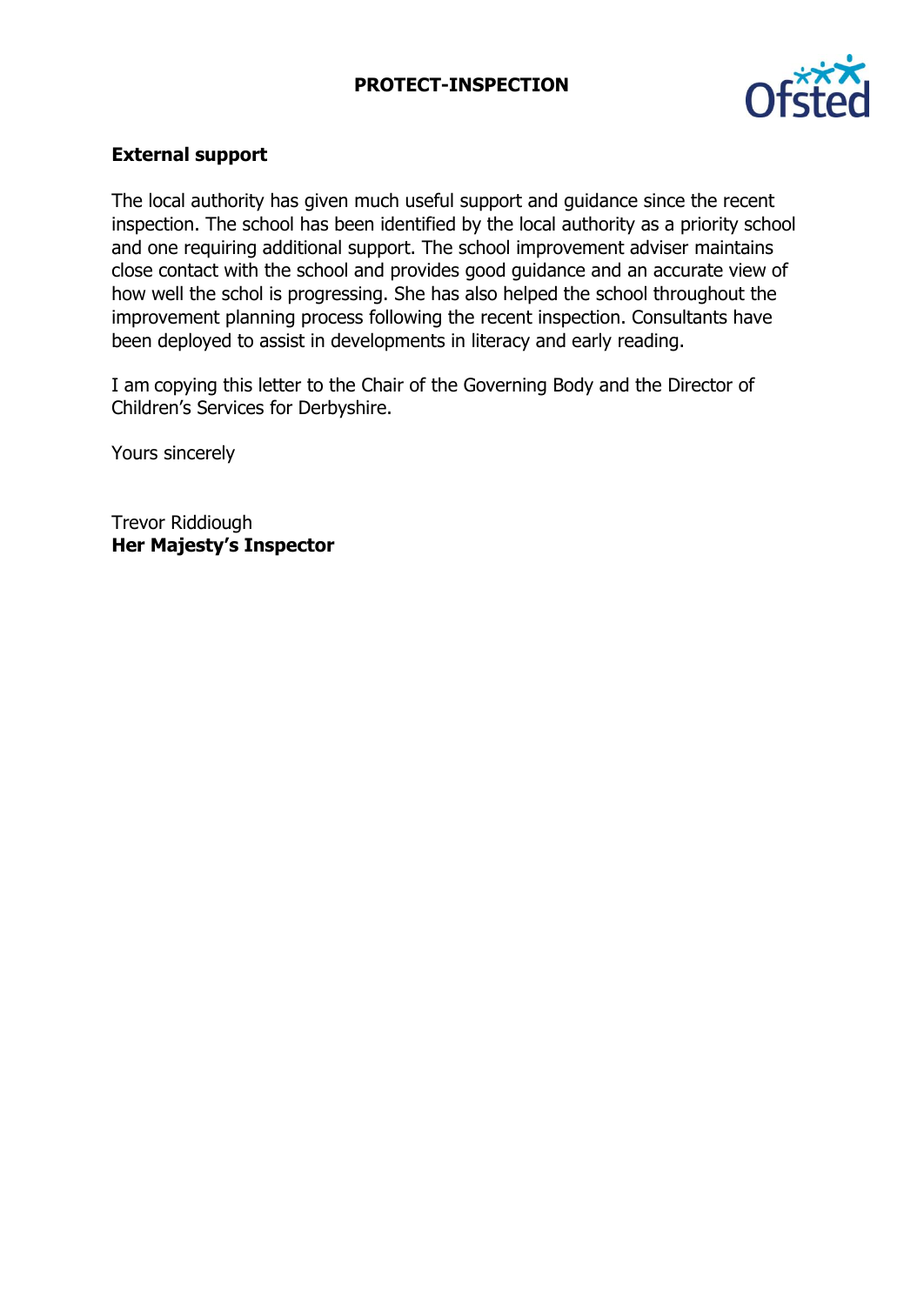**External support**

The local authority has given much useful support and guidance since the recent inspection. The school has been identified by the local authority as a priority school and one requiring additional support. The school improvement adviser maintains close contact with the school and provides good guidance and an accurate view of how well the schol is progressing. She has also helped the school throughout the improvement planning process following the recent inspection. Consultants have been deployed to assist in developments in literacy and early reading.

I am copying this letter to the Chair of the Governing Body and the Director of Children's Services for Derbyshire.

Yours sincerely

Trevor Riddiough
**Her Majesty's Inspector**